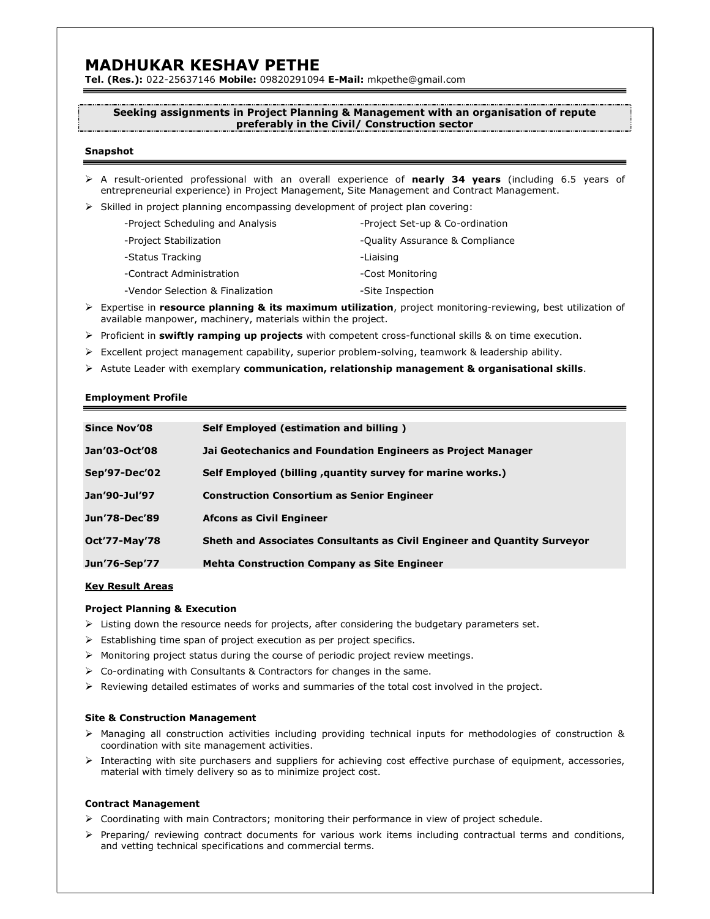# MADHUKAR KESHAV PETHE

**Tel. (Res.):** 022-25637146 **Mobile:** 09820291094 **E-Mail:** mkpethe@gmail.com

**Seeking assignments in Project Planning & Management with an organisation of repute preferably in the Civil/ Construction sector**

## Snapshot

- A result-oriented professional with an overall experience of **nearly 34 years** (including 6.5 years of entrepreneurial experience) in Project Management, Site Management and Contract Management.
- Skilled in project planning encompassing development of project plan covering:
  - -Project Scheduling and Analysis
  - -Project Set-up & Co-ordination
  - -Project Stabilization
  - -Quality Assurance & Compliance
  - -Status Tracking
  - -Liaising
  - -Contract Administration
  - -Cost Monitoring
  - -Vendor Selection & Finalization
  - -Site Inspection
- Expertise in **resource planning & its maximum utilization**, project monitoring-reviewing, best utilization of available manpower, machinery, materials within the project.
- Proficient in **swiftly ramping up projects** with competent cross-functional skills & on time execution.
- Excellent project management capability, superior problem-solving, teamwork & leadership ability.
- Astute Leader with exemplary **communication, relationship management & organisational skills**.

## Employment Profile

| | |
|---|---|
| **Since Nov'08** | **Self Employed (estimation and billing )** |
| **Jan'03-Oct'08** | **Jai Geotechanics and Foundation Engineers as Project Manager** |
| **Sep'97-Dec'02** | **Self Employed (billing ,quantity survey for marine works.)** |
| **Jan'90-Jul'97** | **Construction Consortium as Senior Engineer** |
| **Jun'78-Dec'89** | **Afcons as Civil Engineer** |
| **Oct'77-May'78** | **Sheth and Associates Consultants as Civil Engineer and Quantity Surveyor** |
| **Jun'76-Sep'77** | **Mehta Construction Company as Site Engineer** |

### Key Result Areas

**Project Planning & Execution**

- Listing down the resource needs for projects, after considering the budgetary parameters set.
- Establishing time span of project execution as per project specifics.
- Monitoring project status during the course of periodic project review meetings.
- Co-ordinating with Consultants & Contractors for changes in the same.
- Reviewing detailed estimates of works and summaries of the total cost involved in the project.

**Site & Construction Management**

- Managing all construction activities including providing technical inputs for methodologies of construction & coordination with site management activities.
- Interacting with site purchasers and suppliers for achieving cost effective purchase of equipment, accessories, material with timely delivery so as to minimize project cost.

**Contract Management**

- Coordinating with main Contractors; monitoring their performance in view of project schedule.
- Preparing/ reviewing contract documents for various work items including contractual terms and conditions, and vetting technical specifications and commercial terms.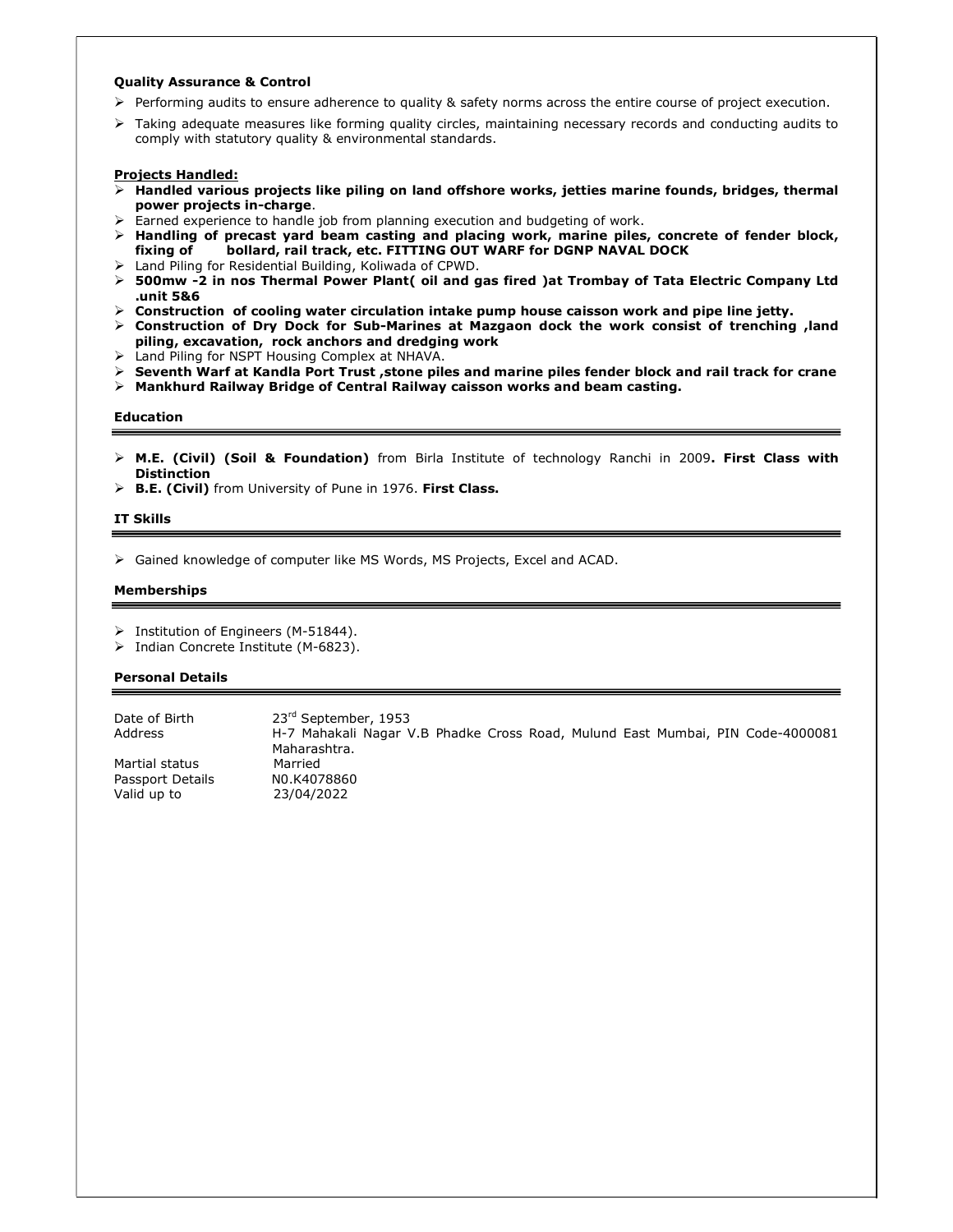**Quality Assurance & Control**

- Performing audits to ensure adherence to quality & safety norms across the entire course of project execution.
- Taking adequate measures like forming quality circles, maintaining necessary records and conducting audits to comply with statutory quality & environmental standards.

**Projects Handled:**

- **Handled various projects like piling on land offshore works, jetties marine founds, bridges, thermal power projects in-charge**.
- Earned experience to handle job from planning execution and budgeting of work.
- **Handling of precast yard beam casting and placing work, marine piles, concrete of fender block, fixing of bollard, rail track, etc. FITTING OUT WARF for DGNP NAVAL DOCK**
- Land Piling for Residential Building, Koliwada of CPWD.
- **500mw -2 in nos Thermal Power Plant( oil and gas fired )at Trombay of Tata Electric Company Ltd .unit 5&6**
- **Construction of cooling water circulation intake pump house caisson work and pipe line jetty.**
- **Construction of Dry Dock for Sub-Marines at Mazgaon dock the work consist of trenching ,land piling, excavation, rock anchors and dredging work**
- Land Piling for NSPT Housing Complex at NHAVA.
- **Seventh Warf at Kandla Port Trust ,stone piles and marine piles fender block and rail track for crane**
- **Mankhurd Railway Bridge of Central Railway caisson works and beam casting.**

**Education**

- **M.E. (Civil) (Soil & Foundation)** from Birla Institute of technology Ranchi in 2009**. First Class with Distinction**
- **B.E. (Civil)** from University of Pune in 1976. **First Class.**

**IT Skills**

- Gained knowledge of computer like MS Words, MS Projects, Excel and ACAD.

**Memberships**

- Institution of Engineers (M-51844).
- Indian Concrete Institute (M-6823).

**Personal Details**

| | |
|---|---|
| Date of Birth | 23rd September, 1953 |
| Address | H-7 Mahakali Nagar V.B Phadke Cross Road, Mulund East Mumbai, PIN Code-4000081 Maharashtra. |
| Martial status | Married |
| Passport Details | N0.K4078860 |
| Valid up to | 23/04/2022 |